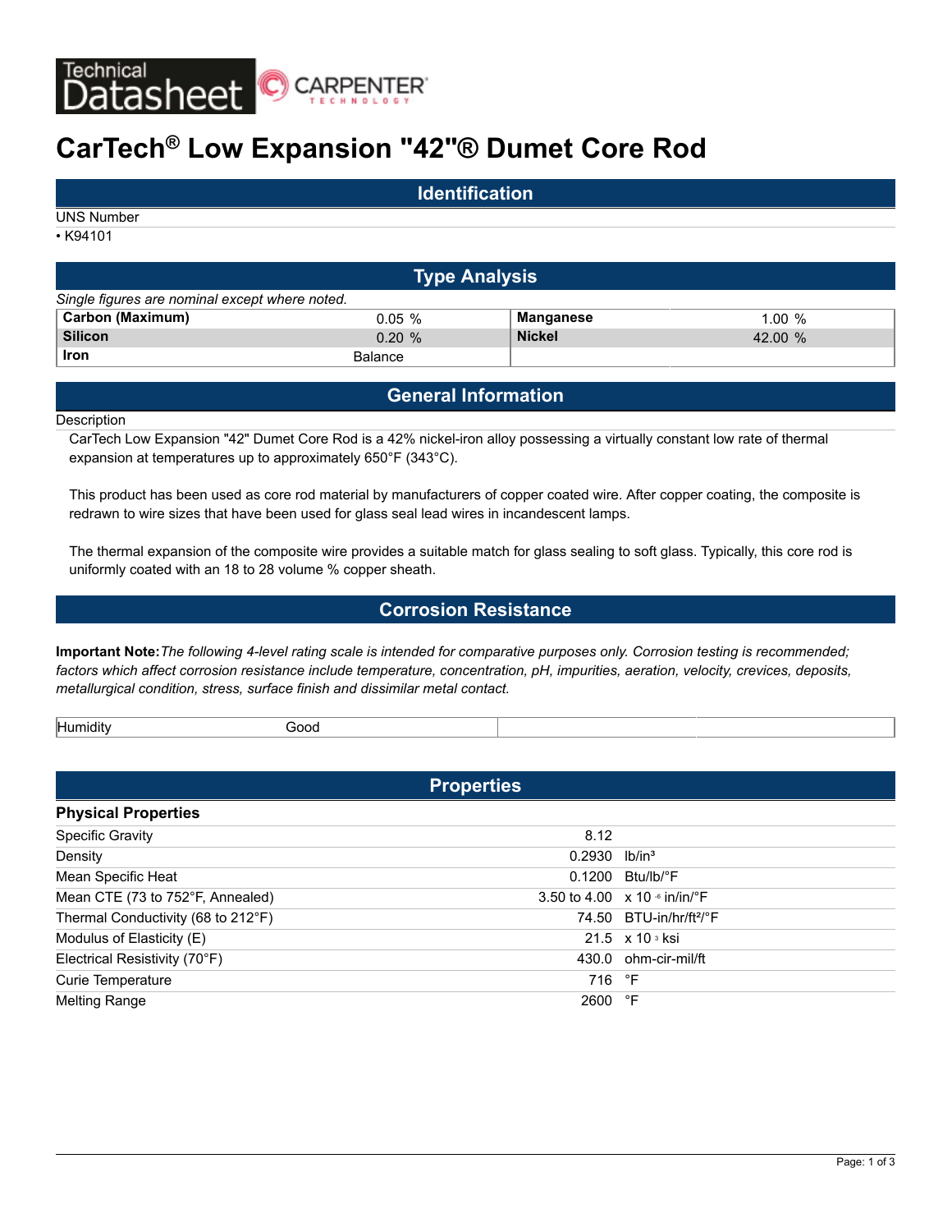# CarTech® Low Expansion "42"® Dumet Core Rod

## Identification

UNS Number

- K94101

## Type Analysis

*Single figures are nominal except where noted.*

| | | | |
|---|---|---|---|
| **Carbon (Maximum)** | 0.05 % | **Manganese** | 1.00 % |
| **Silicon** | 0.20 % | **Nickel** | 42.00 % |
| **Iron** | Balance | | |

## General Information

Description

CarTech Low Expansion "42" Dumet Core Rod is a 42% nickel-iron alloy possessing a virtually constant low rate of thermal expansion at temperatures up to approximately 650°F (343°C).

This product has been used as core rod material by manufacturers of copper coated wire. After copper coating, the composite is redrawn to wire sizes that have been used for glass seal lead wires in incandescent lamps.

The thermal expansion of the composite wire provides a suitable match for glass sealing to soft glass. Typically, this core rod is uniformly coated with an 18 to 28 volume % copper sheath.

## Corrosion Resistance

**Important Note:** *The following 4-level rating scale is intended for comparative purposes only. Corrosion testing is recommended; factors which affect corrosion resistance include temperature, concentration, pH, impurities, aeration, velocity, crevices, deposits, metallurgical condition, stress, surface finish and dissimilar metal contact.*

| | | | |
|---|---|---|---|
| Humidity | Good | | |

## Properties

### Physical Properties

| | | |
|---|---|---|
| Specific Gravity | 8.12 | |
| Density | 0.2930 | lb/in³ |
| Mean Specific Heat | 0.1200 | Btu/lb/°F |
| Mean CTE (73 to 752°F, Annealed) | 3.50 to 4.00 | x $10^{-6}$ in/in/°F |
| Thermal Conductivity (68 to 212°F) | 74.50 | BTU-in/hr/ft²/°F |
| Modulus of Elasticity (E) | 21.5 | x $10^{3}$ ksi |
| Electrical Resistivity (70°F) | 430.0 | ohm-cir-mil/ft |
| Curie Temperature | 716 | °F |
| Melting Range | 2600 | °F |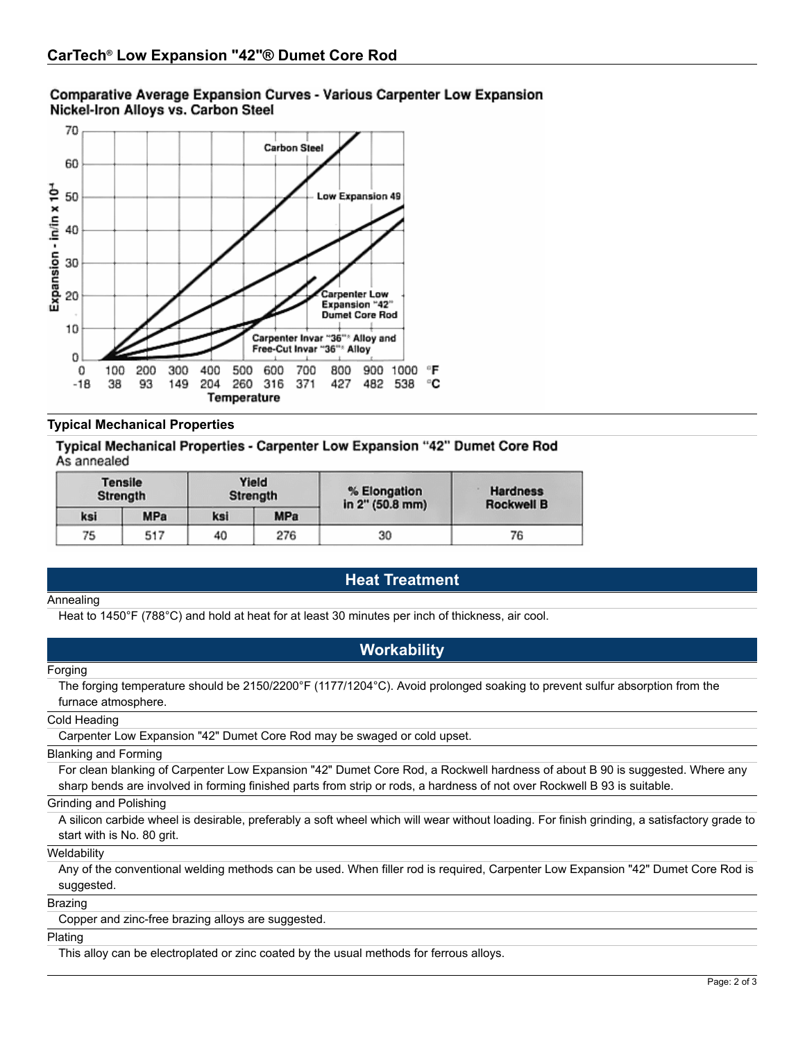# CarTech® Low Expansion "42"® Dumet Core Rod

**Comparative Average Expansion Curves - Various Carpenter Low Expansion Nickel-Iron Alloys vs. Carbon Steel**

Expansion - in/in x 10⁻⁴

70
60
50
40
30
20
10
0

Carbon Steel
Low Expansion 49
Carpenter Low Expansion "42" Dumet Core Rod
Carpenter Invar "36"® Alloy and Free-Cut Invar "36"® Alloy

0 100 200 300 400 500 600 700 800 900 1000 °F
-18 38 93 149 204 260 316 371 427 482 538 °C
Temperature

## Typical Mechanical Properties

**Typical Mechanical Properties - Carpenter Low Expansion "42" Dumet Core Rod**
As annealed

| Tensile Strength | | Yield Strength | | % Elongation in 2" (50.8 mm) | Hardness Rockwell B |
|---|---|---|---|---|---|
| ksi | MPa | ksi | MPa | | |
| 75 | 517 | 40 | 276 | 30 | 76 |

## Heat Treatment

**Annealing**

Heat to 1450°F (788°C) and hold at heat for at least 30 minutes per inch of thickness, air cool.

## Workability

**Forging**

The forging temperature should be 2150/2200°F (1177/1204°C). Avoid prolonged soaking to prevent sulfur absorption from the furnace atmosphere.

**Cold Heading**

Carpenter Low Expansion "42" Dumet Core Rod may be swaged or cold upset.

**Blanking and Forming**

For clean blanking of Carpenter Low Expansion "42" Dumet Core Rod, a Rockwell hardness of about B 90 is suggested. Where any sharp bends are involved in forming finished parts from strip or rods, a hardness of not over Rockwell B 93 is suitable.

**Grinding and Polishing**

A silicon carbide wheel is desirable, preferably a soft wheel which will wear without loading. For finish grinding, a satisfactory grade to start with is No. 80 grit.

**Weldability**

Any of the conventional welding methods can be used. When filler rod is required, Carpenter Low Expansion "42" Dumet Core Rod is suggested.

**Brazing**

Copper and zinc-free brazing alloys are suggested.

**Plating**

This alloy can be electroplated or zinc coated by the usual methods for ferrous alloys.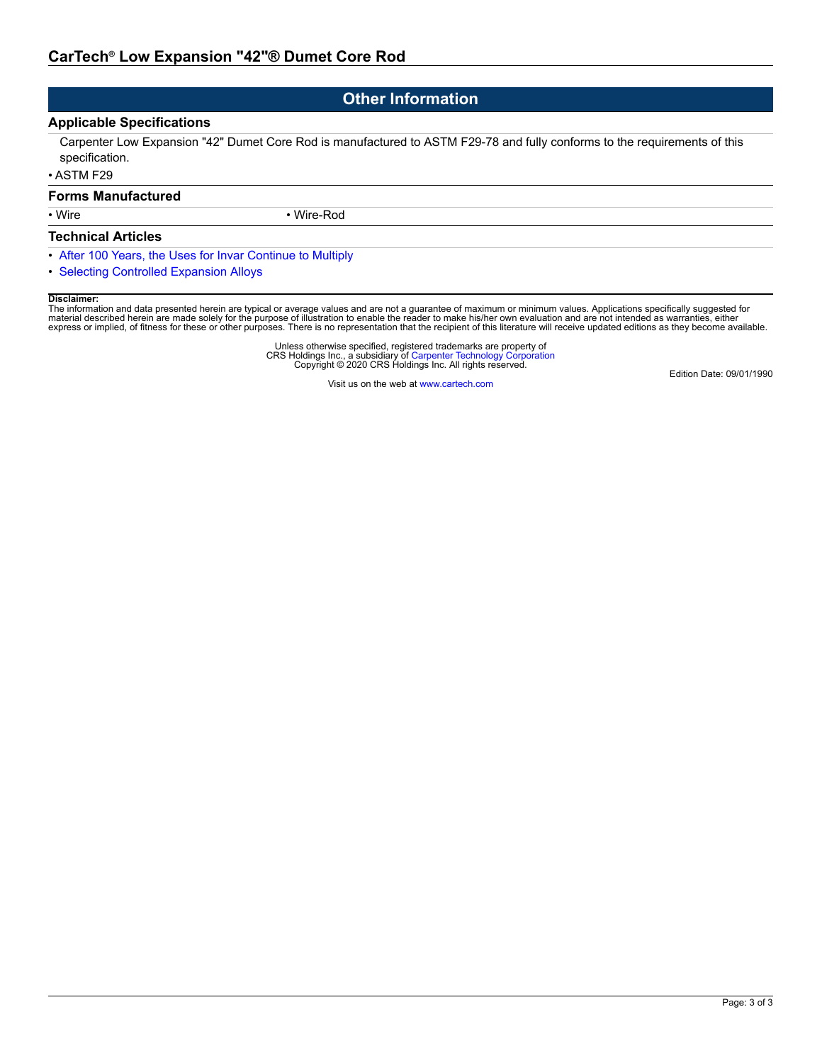## Other Information

### Applicable Specifications

Carpenter Low Expansion "42" Dumet Core Rod is manufactured to ASTM F29-78 and fully conforms to the requirements of this specification.

- ASTM F29

### Forms Manufactured

- Wire
- Wire-Rod

### Technical Articles

- After 100 Years, the Uses for Invar Continue to Multiply
- Selecting Controlled Expansion Alloys

**Disclaimer:**
The information and data presented herein are typical or average values and are not a guarantee of maximum or minimum values. Applications specifically suggested for material described herein are made solely for the purpose of illustration to enable the reader to make his/her own evaluation and are not intended as warranties, either express or implied, of fitness for these or other purposes. There is no representation that the recipient of this literature will receive updated editions as they become available.

Unless otherwise specified, registered trademarks are property of
CRS Holdings Inc., a subsidiary of Carpenter Technology Corporation
Copyright © 2020 CRS Holdings Inc. All rights reserved.

Edition Date: 09/01/1990

Visit us on the web at www.cartech.com